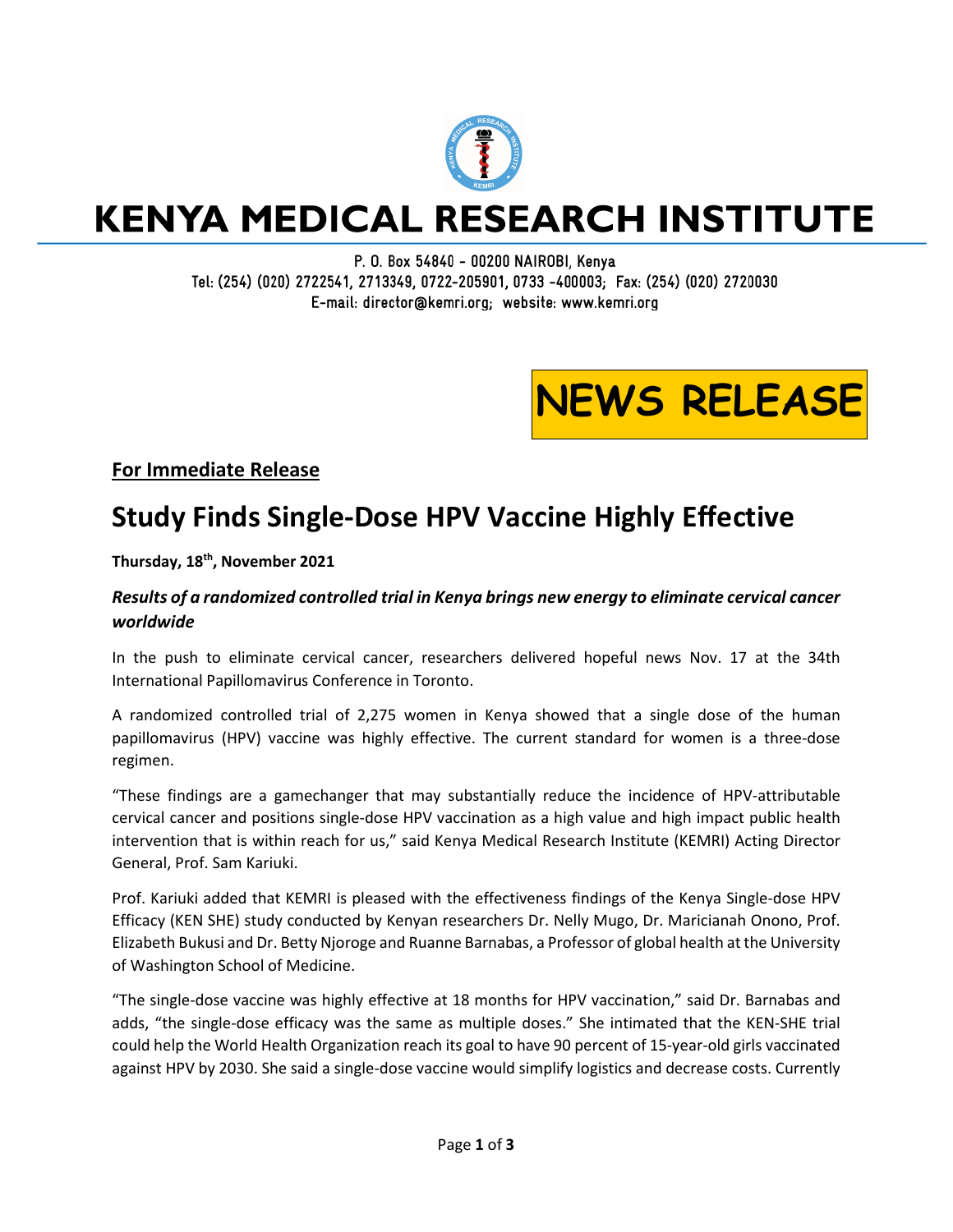# KENYA MEDICAL RESEARCH INSTITUTE

P. O. Box 54840 - 00200 NAIROBI, Kenya
Tel: (254) (020) 2722541, 2713349, 0722-205901, 0733 -400003; Fax: (254) (020) 2720030
E-mail: director@kemri.org; website: www.kemri.org

**NEWS RELEASE**

**For Immediate Release**

## Study Finds Single-Dose HPV Vaccine Highly Effective

**Thursday, 18th, November 2021**

***Results of a randomized controlled trial in Kenya brings new energy to eliminate cervical cancer worldwide***

In the push to eliminate cervical cancer, researchers delivered hopeful news Nov. 17 at the 34th International Papillomavirus Conference in Toronto.

A randomized controlled trial of 2,275 women in Kenya showed that a single dose of the human papillomavirus (HPV) vaccine was highly effective. The current standard for women is a three-dose regimen.

"These findings are a gamechanger that may substantially reduce the incidence of HPV-attributable cervical cancer and positions single-dose HPV vaccination as a high value and high impact public health intervention that is within reach for us," said Kenya Medical Research Institute (KEMRI) Acting Director General, Prof. Sam Kariuki.

Prof. Kariuki added that KEMRI is pleased with the effectiveness findings of the Kenya Single-dose HPV Efficacy (KEN SHE) study conducted by Kenyan researchers Dr. Nelly Mugo, Dr. Maricianah Onono, Prof. Elizabeth Bukusi and Dr. Betty Njoroge and Ruanne Barnabas, a Professor of global health at the University of Washington School of Medicine.

"The single-dose vaccine was highly effective at 18 months for HPV vaccination," said Dr. Barnabas and adds, "the single-dose efficacy was the same as multiple doses." She intimated that the KEN-SHE trial could help the World Health Organization reach its goal to have 90 percent of 15-year-old girls vaccinated against HPV by 2030. She said a single-dose vaccine would simplify logistics and decrease costs. Currently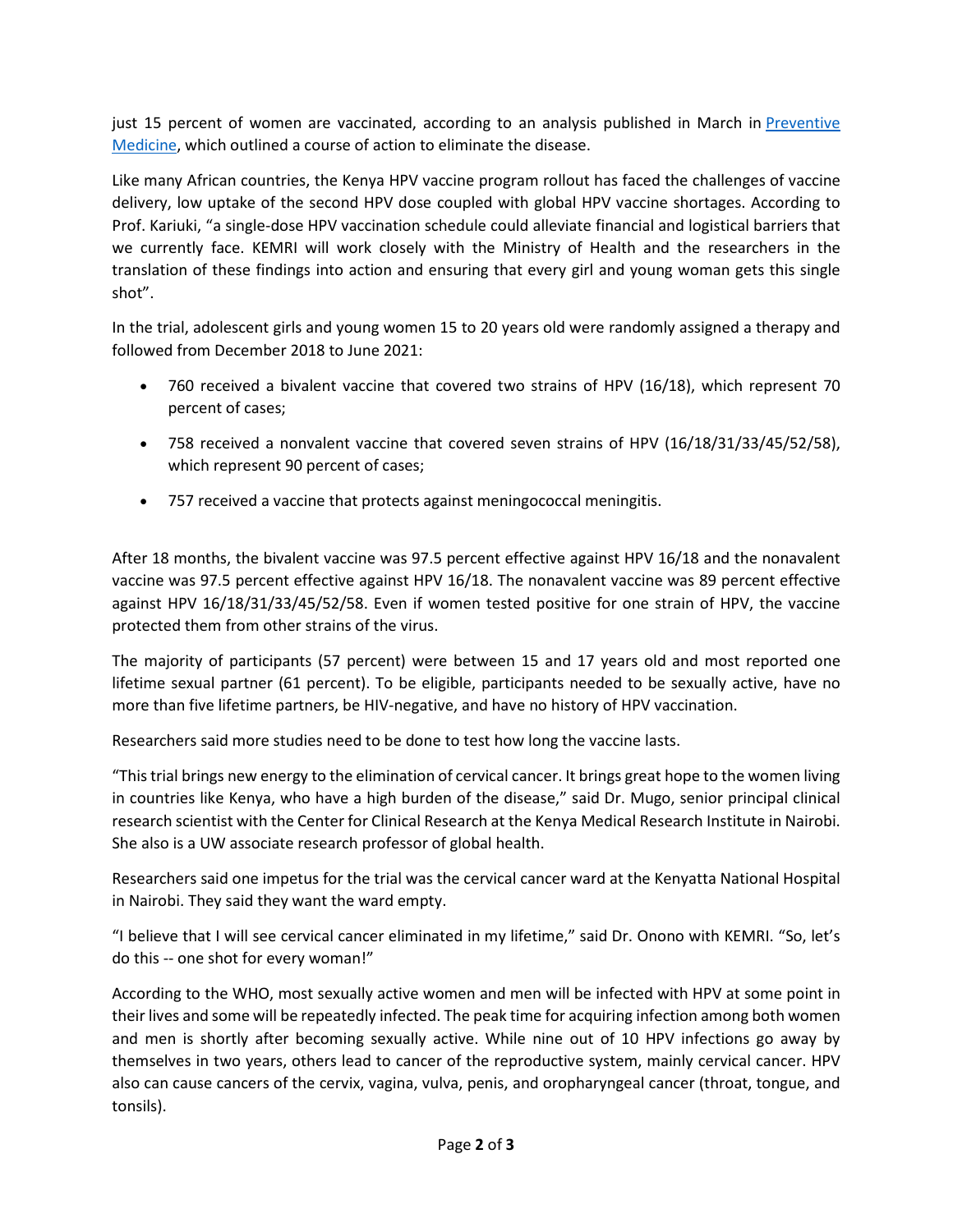just 15 percent of women are vaccinated, according to an analysis published in March in [Preventive Medicine](), which outlined a course of action to eliminate the disease.

Like many African countries, the Kenya HPV vaccine program rollout has faced the challenges of vaccine delivery, low uptake of the second HPV dose coupled with global HPV vaccine shortages. According to Prof. Kariuki, "a single-dose HPV vaccination schedule could alleviate financial and logistical barriers that we currently face. KEMRI will work closely with the Ministry of Health and the researchers in the translation of these findings into action and ensuring that every girl and young woman gets this single shot".

In the trial, adolescent girls and young women 15 to 20 years old were randomly assigned a therapy and followed from December 2018 to June 2021:

- 760 received a bivalent vaccine that covered two strains of HPV (16/18), which represent 70 percent of cases;
- 758 received a nonvalent vaccine that covered seven strains of HPV (16/18/31/33/45/52/58), which represent 90 percent of cases;
- 757 received a vaccine that protects against meningococcal meningitis.

After 18 months, the bivalent vaccine was 97.5 percent effective against HPV 16/18 and the nonavalent vaccine was 97.5 percent effective against HPV 16/18. The nonavalent vaccine was 89 percent effective against HPV 16/18/31/33/45/52/58. Even if women tested positive for one strain of HPV, the vaccine protected them from other strains of the virus.

The majority of participants (57 percent) were between 15 and 17 years old and most reported one lifetime sexual partner (61 percent). To be eligible, participants needed to be sexually active, have no more than five lifetime partners, be HIV-negative, and have no history of HPV vaccination.

Researchers said more studies need to be done to test how long the vaccine lasts.

"This trial brings new energy to the elimination of cervical cancer. It brings great hope to the women living in countries like Kenya, who have a high burden of the disease," said Dr. Mugo, senior principal clinical research scientist with the Center for Clinical Research at the Kenya Medical Research Institute in Nairobi. She also is a UW associate research professor of global health.

Researchers said one impetus for the trial was the cervical cancer ward at the Kenyatta National Hospital in Nairobi. They said they want the ward empty.

"I believe that I will see cervical cancer eliminated in my lifetime," said Dr. Onono with KEMRI. "So, let's do this -- one shot for every woman!"

According to the WHO, most sexually active women and men will be infected with HPV at some point in their lives and some will be repeatedly infected. The peak time for acquiring infection among both women and men is shortly after becoming sexually active. While nine out of 10 HPV infections go away by themselves in two years, others lead to cancer of the reproductive system, mainly cervical cancer. HPV also can cause cancers of the cervix, vagina, vulva, penis, and oropharyngeal cancer (throat, tongue, and tonsils).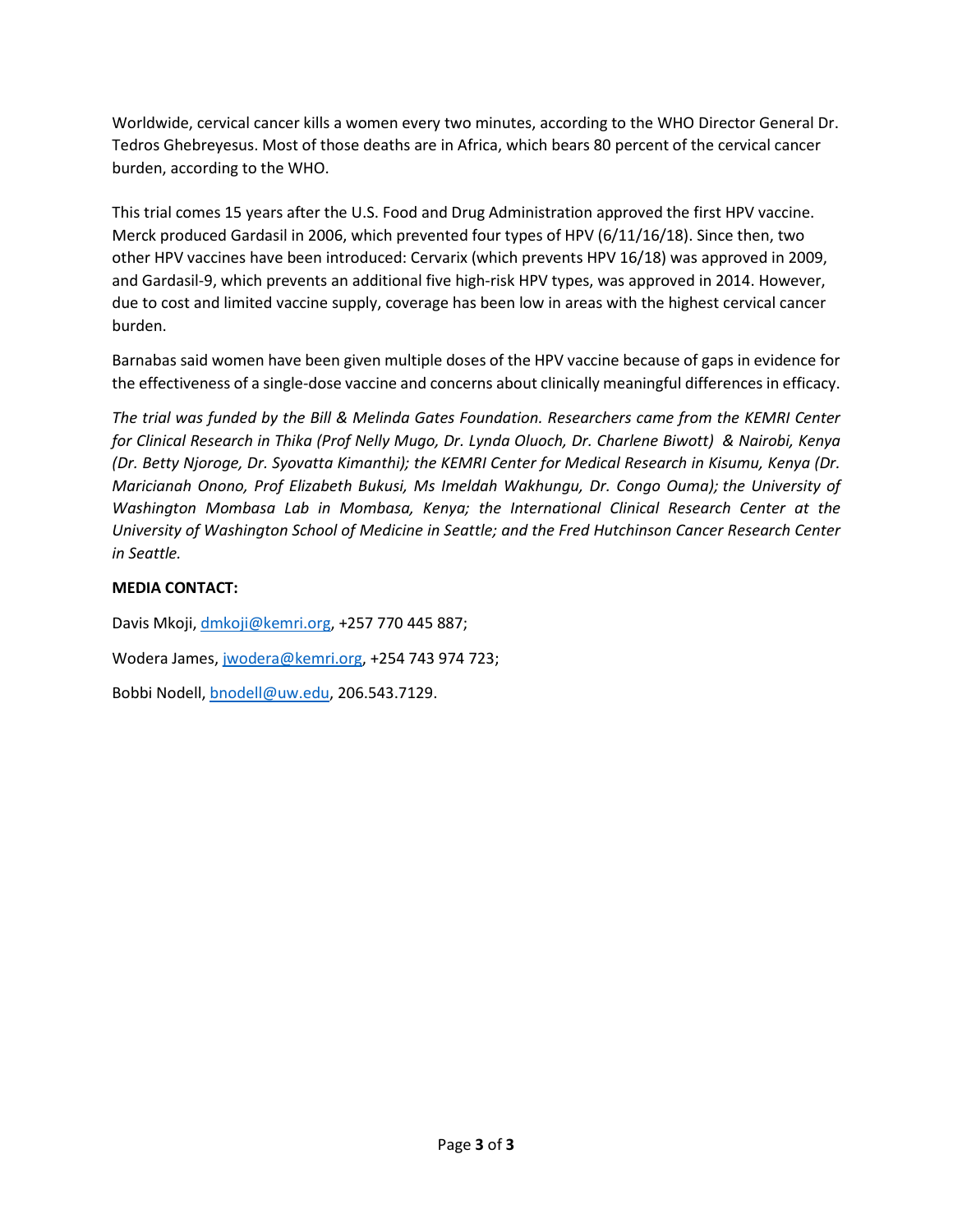Worldwide, cervical cancer kills a women every two minutes, according to the WHO Director General Dr. Tedros Ghebreyesus. Most of those deaths are in Africa, which bears 80 percent of the cervical cancer burden, according to the WHO.

This trial comes 15 years after the U.S. Food and Drug Administration approved the first HPV vaccine. Merck produced Gardasil in 2006, which prevented four types of HPV (6/11/16/18). Since then, two other HPV vaccines have been introduced: Cervarix (which prevents HPV 16/18) was approved in 2009, and Gardasil-9, which prevents an additional five high-risk HPV types, was approved in 2014. However, due to cost and limited vaccine supply, coverage has been low in areas with the highest cervical cancer burden.

Barnabas said women have been given multiple doses of the HPV vaccine because of gaps in evidence for the effectiveness of a single-dose vaccine and concerns about clinically meaningful differences in efficacy.

*The trial was funded by the Bill & Melinda Gates Foundation. Researchers came from the KEMRI Center for Clinical Research in Thika (Prof Nelly Mugo, Dr. Lynda Oluoch, Dr. Charlene Biwott) & Nairobi, Kenya (Dr. Betty Njoroge, Dr. Syovatta Kimanthi); the KEMRI Center for Medical Research in Kisumu, Kenya (Dr. Maricianah Onono, Prof Elizabeth Bukusi, Ms Imeldah Wakhungu, Dr. Congo Ouma); the University of Washington Mombasa Lab in Mombasa, Kenya; the International Clinical Research Center at the University of Washington School of Medicine in Seattle; and the Fred Hutchinson Cancer Research Center in Seattle.*

**MEDIA CONTACT:**

Davis Mkoji, dmkoji@kemri.org, +257 770 445 887;

Wodera James, jwodera@kemri.org, +254 743 974 723;

Bobbi Nodell, bnodell@uw.edu, 206.543.7129.